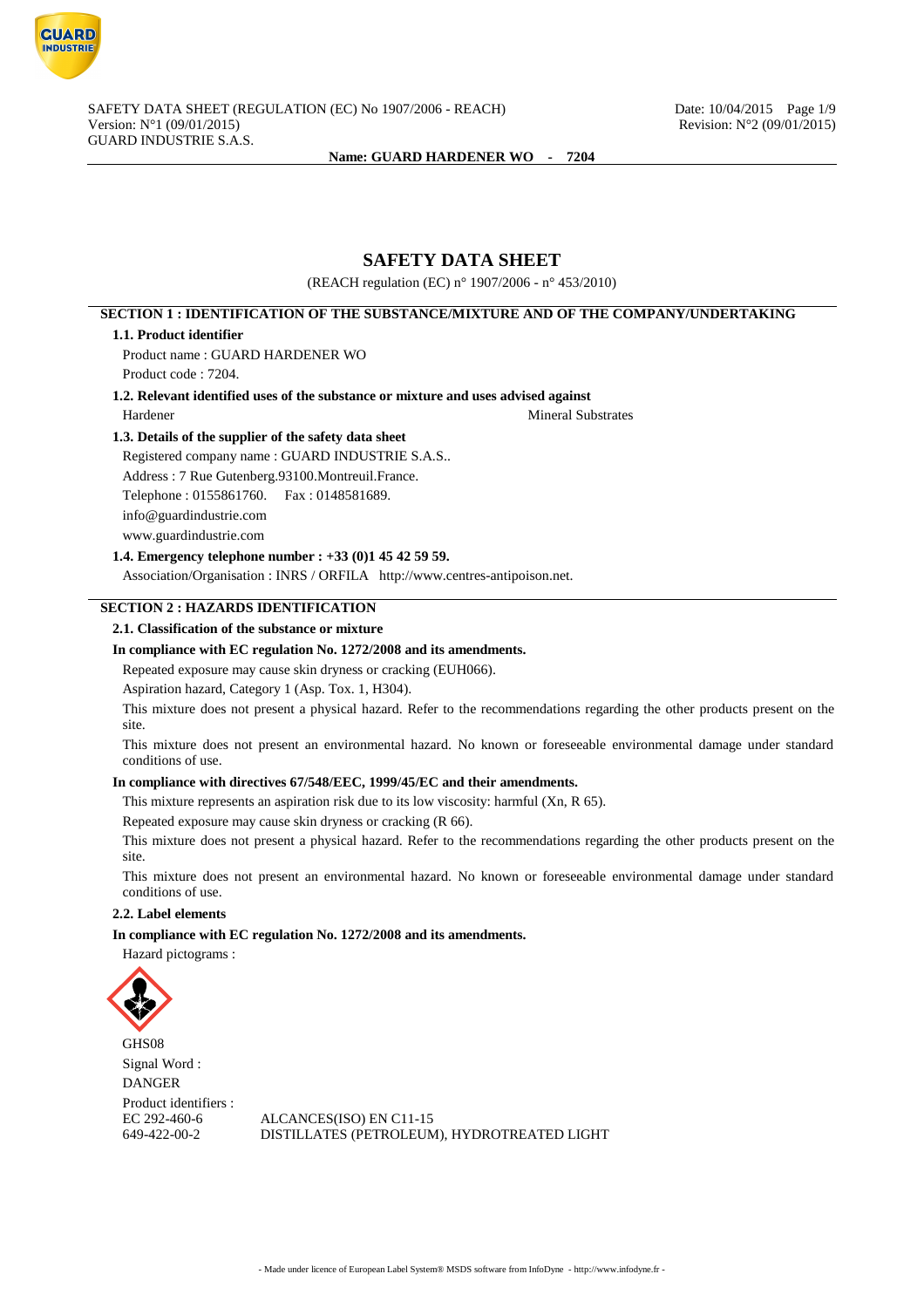# SAFETY DATA SHEET

(REACH regulation (EC) n° 1907/2006 - n° 453/2010)

## SECTION 1 : IDENTIFICATION OF THE SUBSTANCE/MIXTURE AND OF THE COMPANY/UNDERTAKING

### 1.1. Product identifier

Product name : GUARD HARDENER WO

Product code : 7204.

### 1.2. Relevant identified uses of the substance or mixture and uses advised against

Hardener Mineral Substrates

### 1.3. Details of the supplier of the safety data sheet

Registered company name : GUARD INDUSTRIE S.A.S..

Address : 7 Rue Gutenberg.93100.Montreuil.France.

Telephone : 0155861760. Fax : 0148581689.

info@guardindustrie.com

www.guardindustrie.com

### 1.4. Emergency telephone number : +33 (0)1 45 42 59 59.

Association/Organisation : INRS / ORFILA http://www.centres-antipoison.net.

## SECTION 2 : HAZARDS IDENTIFICATION

### 2.1. Classification of the substance or mixture

**In compliance with EC regulation No. 1272/2008 and its amendments.**

Repeated exposure may cause skin dryness or cracking (EUH066).

Aspiration hazard, Category 1 (Asp. Tox. 1, H304).

This mixture does not present a physical hazard. Refer to the recommendations regarding the other products present on the site.

This mixture does not present an environmental hazard. No known or foreseeable environmental damage under standard conditions of use.

**In compliance with directives 67/548/EEC, 1999/45/EC and their amendments.**

This mixture represents an aspiration risk due to its low viscosity: harmful (Xn, R 65).

Repeated exposure may cause skin dryness or cracking (R 66).

This mixture does not present a physical hazard. Refer to the recommendations regarding the other products present on the site.

This mixture does not present an environmental hazard. No known or foreseeable environmental damage under standard conditions of use.

### 2.2. Label elements

**In compliance with EC regulation No. 1272/2008 and its amendments.**

Hazard pictograms :

GHS08

Signal Word :

DANGER

Product identifiers :

| | |
|---|---|
| EC 292-460-6 | ALCANCES(ISO) EN C11-15 |
| 649-422-00-2 | DISTILLATES (PETROLEUM), HYDROTREATED LIGHT |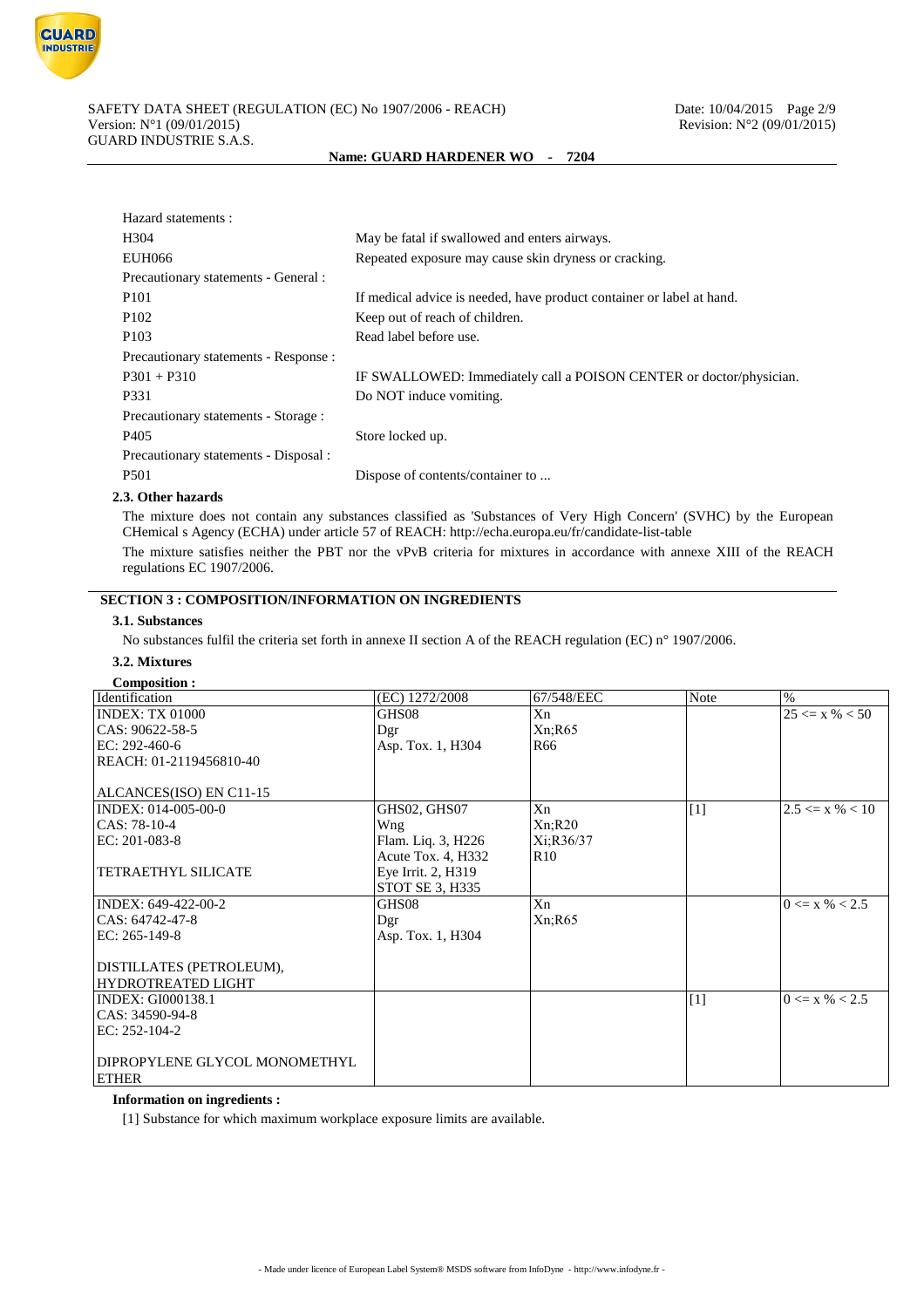Hazard statements :

| | |
|---|---|
| H304 | May be fatal if swallowed and enters airways. |
| EUH066 | Repeated exposure may cause skin dryness or cracking. |

Precautionary statements - General :

| | |
|---|---|
| P101 | If medical advice is needed, have product container or label at hand. |
| P102 | Keep out of reach of children. |
| P103 | Read label before use. |

Precautionary statements - Response :

| | |
|---|---|
| P301 + P310 | IF SWALLOWED: Immediately call a POISON CENTER or doctor/physician. |
| P331 | Do NOT induce vomiting. |

Precautionary statements - Storage :

| | |
|---|---|
| P405 | Store locked up. |

Precautionary statements - Disposal :

| | |
|---|---|
| P501 | Dispose of contents/container to ... |

### 2.3. Other hazards

The mixture does not contain any substances classified as 'Substances of Very High Concern' (SVHC) by the European CHemical s Agency (ECHA) under article 57 of REACH: http://echa.europa.eu/fr/candidate-list-table

The mixture satisfies neither the PBT nor the vPvB criteria for mixtures in accordance with annexe XIII of the REACH regulations EC 1907/2006.

## SECTION 3 : COMPOSITION/INFORMATION ON INGREDIENTS

### 3.1. Substances

No substances fulfil the criteria set forth in annexe II section A of the REACH regulation (EC) n° 1907/2006.

### 3.2. Mixtures

**Composition :**

| Identification | (EC) 1272/2008 | 67/548/EEC | Note | % |
|---|---|---|---|---|
| INDEX: TX 01000<br>CAS: 90622-58-5<br>EC: 292-460-6<br>REACH: 01-2119456810-40<br><br>ALCANCES(ISO) EN C11-15 | GHS08<br>Dgr<br>Asp. Tox. 1, H304 | Xn<br>Xn;R65<br>R66 | | 25 <= x % < 50 |
| INDEX: 014-005-00-0<br>CAS: 78-10-4<br>EC: 201-083-8<br><br>TETRAETHYL SILICATE | GHS02, GHS07<br>Wng<br>Flam. Liq. 3, H226<br>Acute Tox. 4, H332<br>Eye Irrit. 2, H319<br>STOT SE 3, H335 | Xn<br>Xn;R20<br>Xi;R36/37<br>R10 | [1] | 2.5 <= x % < 10 |
| INDEX: 649-422-00-2<br>CAS: 64742-47-8<br>EC: 265-149-8<br><br>DISTILLATES (PETROLEUM), HYDROTREATED LIGHT | GHS08<br>Dgr<br>Asp. Tox. 1, H304 | Xn<br>Xn;R65 | | 0 <= x % < 2.5 |
| INDEX: GI000138.1<br>CAS: 34590-94-8<br>EC: 252-104-2<br><br>DIPROPYLENE GLYCOL MONOMETHYL ETHER | | | [1] | 0 <= x % < 2.5 |

**Information on ingredients :**

[1] Substance for which maximum workplace exposure limits are available.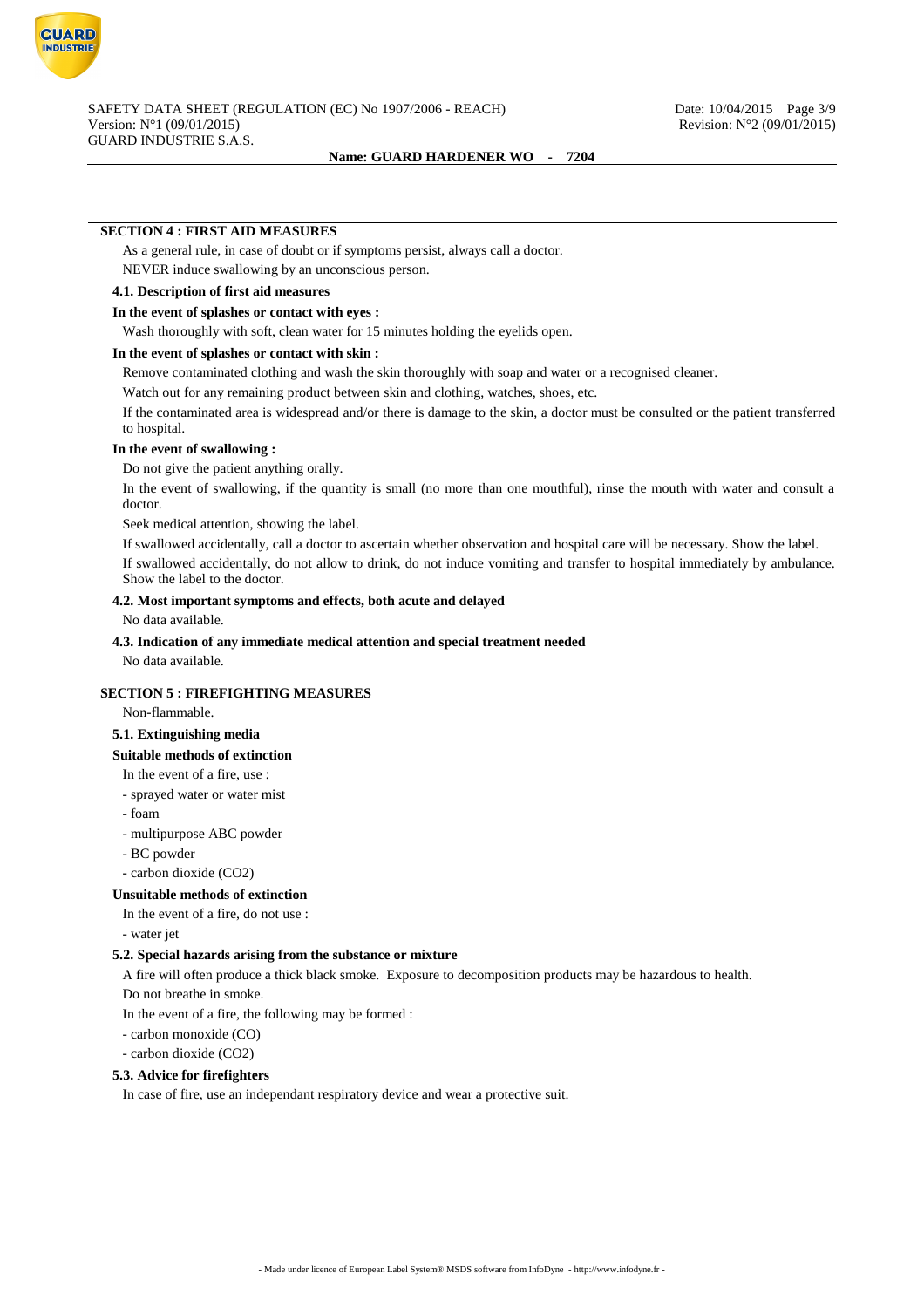## SECTION 4 : FIRST AID MEASURES

As a general rule, in case of doubt or if symptoms persist, always call a doctor.

NEVER induce swallowing by an unconscious person.

### 4.1. Description of first aid measures

**In the event of splashes or contact with eyes :**

Wash thoroughly with soft, clean water for 15 minutes holding the eyelids open.

**In the event of splashes or contact with skin :**

Remove contaminated clothing and wash the skin thoroughly with soap and water or a recognised cleaner.

Watch out for any remaining product between skin and clothing, watches, shoes, etc.

If the contaminated area is widespread and/or there is damage to the skin, a doctor must be consulted or the patient transferred to hospital.

**In the event of swallowing :**

Do not give the patient anything orally.

In the event of swallowing, if the quantity is small (no more than one mouthful), rinse the mouth with water and consult a doctor.

Seek medical attention, showing the label.

If swallowed accidentally, call a doctor to ascertain whether observation and hospital care will be necessary. Show the label.

If swallowed accidentally, do not allow to drink, do not induce vomiting and transfer to hospital immediately by ambulance. Show the label to the doctor.

### 4.2. Most important symptoms and effects, both acute and delayed

No data available.

### 4.3. Indication of any immediate medical attention and special treatment needed

No data available.

## SECTION 5 : FIREFIGHTING MEASURES

Non-flammable.

### 5.1. Extinguishing media

**Suitable methods of extinction**

In the event of a fire, use :

- sprayed water or water mist
- foam
- multipurpose ABC powder
- BC powder
- carbon dioxide ($CO_2$)

**Unsuitable methods of extinction**

In the event of a fire, do not use :

- water jet

### 5.2. Special hazards arising from the substance or mixture

A fire will often produce a thick black smoke. Exposure to decomposition products may be hazardous to health.

Do not breathe in smoke.

In the event of a fire, the following may be formed :

- carbon monoxide (CO)
- carbon dioxide ($CO_2$)

### 5.3. Advice for firefighters

In case of fire, use an independant respiratory device and wear a protective suit.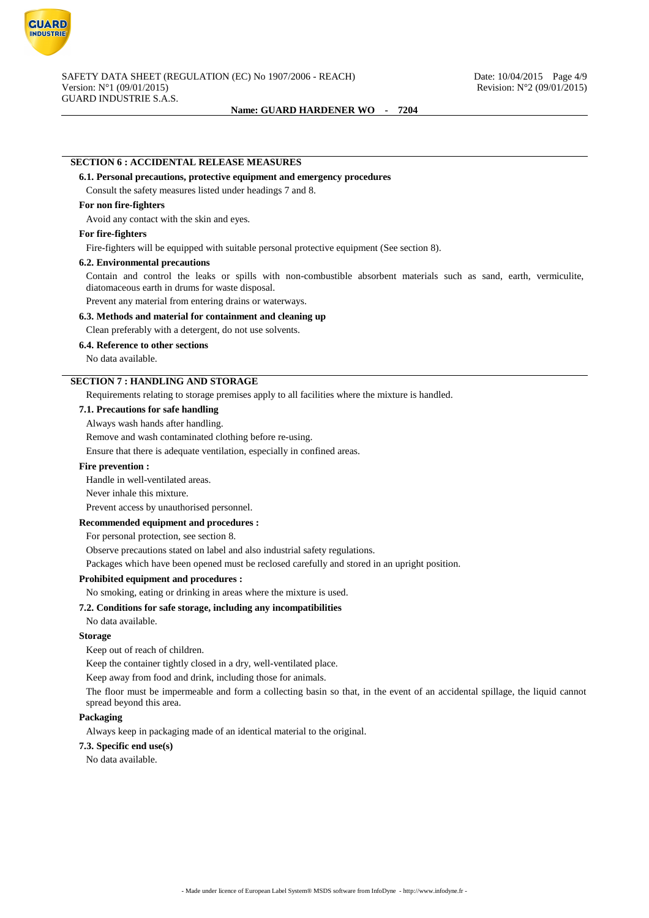## SECTION 6 : ACCIDENTAL RELEASE MEASURES

### 6.1. Personal precautions, protective equipment and emergency procedures

Consult the safety measures listed under headings 7 and 8.

**For non fire-fighters**

Avoid any contact with the skin and eyes.

**For fire-fighters**

Fire-fighters will be equipped with suitable personal protective equipment (See section 8).

### 6.2. Environmental precautions

Contain and control the leaks or spills with non-combustible absorbent materials such as sand, earth, vermiculite, diatomaceous earth in drums for waste disposal.

Prevent any material from entering drains or waterways.

### 6.3. Methods and material for containment and cleaning up

Clean preferably with a detergent, do not use solvents.

### 6.4. Reference to other sections

No data available.

## SECTION 7 : HANDLING AND STORAGE

Requirements relating to storage premises apply to all facilities where the mixture is handled.

### 7.1. Precautions for safe handling

Always wash hands after handling.

Remove and wash contaminated clothing before re-using.

Ensure that there is adequate ventilation, especially in confined areas.

**Fire prevention :**

Handle in well-ventilated areas.

Never inhale this mixture.

Prevent access by unauthorised personnel.

**Recommended equipment and procedures :**

For personal protection, see section 8.

Observe precautions stated on label and also industrial safety regulations.

Packages which have been opened must be reclosed carefully and stored in an upright position.

**Prohibited equipment and procedures :**

No smoking, eating or drinking in areas where the mixture is used.

### 7.2. Conditions for safe storage, including any incompatibilities

No data available.

**Storage**

Keep out of reach of children.

Keep the container tightly closed in a dry, well-ventilated place.

Keep away from food and drink, including those for animals.

The floor must be impermeable and form a collecting basin so that, in the event of an accidental spillage, the liquid cannot spread beyond this area.

**Packaging**

Always keep in packaging made of an identical material to the original.

### 7.3. Specific end use(s)

No data available.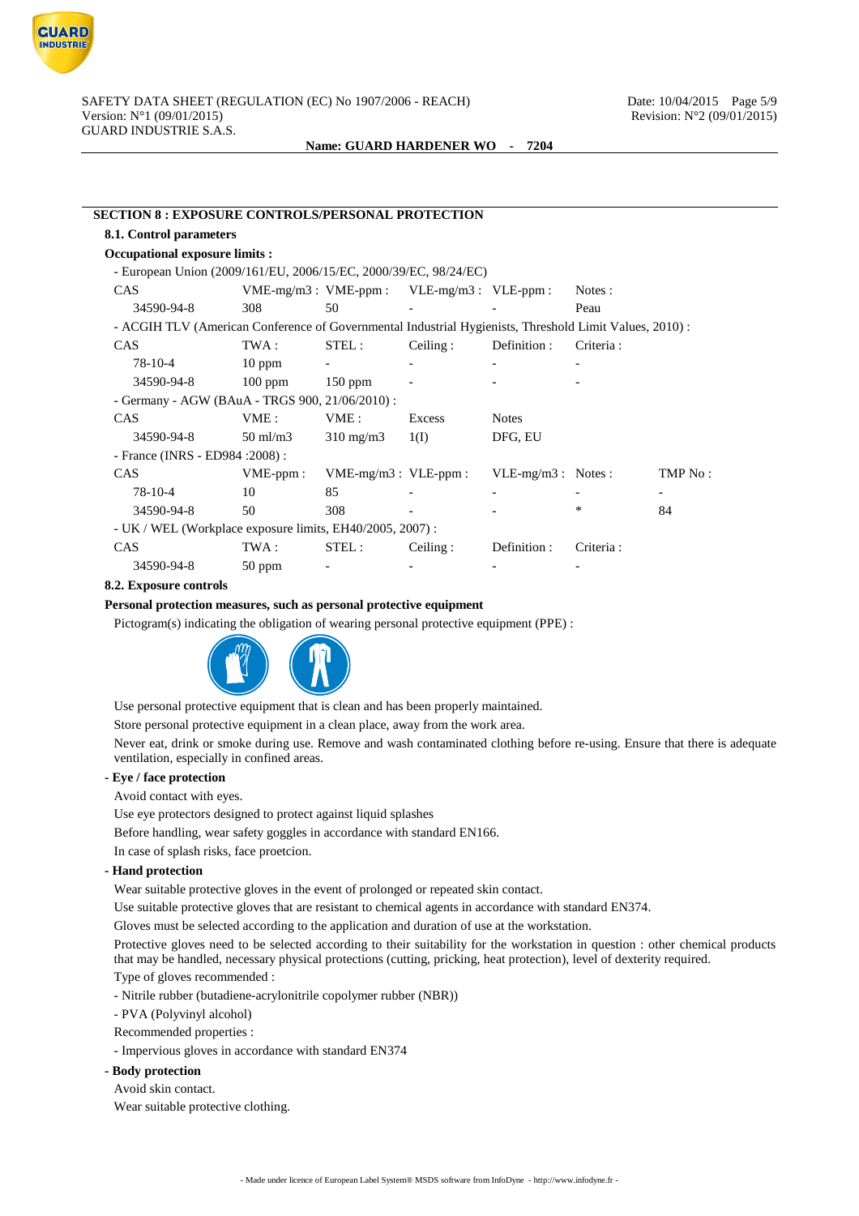## SECTION 8 : EXPOSURE CONTROLS/PERSONAL PROTECTION

### 8.1. Control parameters

**Occupational exposure limits :**

- European Union (2009/161/EU, 2006/15/EC, 2000/39/EC, 98/24/EC)

| CAS | VME-mg/m3 : | VME-ppm : | VLE-mg/m3 : | VLE-ppm : | Notes : |
|---|---|---|---|---|---|
| 34590-94-8 | 308 | 50 | - | - | Peau |

- ACGIH TLV (American Conference of Governmental Industrial Hygienists, Threshold Limit Values, 2010) :

| CAS | TWA : | STEL : | Ceiling : | Definition : | Criteria : |
|---|---|---|---|---|---|
| 78-10-4 | 10 ppm | - | - | - | - |
| 34590-94-8 | 100 ppm | 150 ppm | - | - | - |

- Germany - AGW (BAuA - TRGS 900, 21/06/2010) :

| CAS | VME : | VME : | Excess | Notes |
|---|---|---|---|---|
| 34590-94-8 | 50 ml/m3 | 310 mg/m3 | 1(I) | DFG, EU |

- France (INRS - ED984 :2008) :

| CAS | VME-ppm : | VME-mg/m3 : | VLE-ppm : | VLE-mg/m3 : | Notes : | TMP No : |
|---|---|---|---|---|---|---|
| 78-10-4 | 10 | 85 | - | - | - | - |
| 34590-94-8 | 50 | 308 | - | - | * | 84 |

- UK / WEL (Workplace exposure limits, EH40/2005, 2007) :

| CAS | TWA : | STEL : | Ceiling : | Definition : | Criteria : |
|---|---|---|---|---|---|
| 34590-94-8 | 50 ppm | - | - | - | - |

### 8.2. Exposure controls

**Personal protection measures, such as personal protective equipment**

Pictogram(s) indicating the obligation of wearing personal protective equipment (PPE) :

Use personal protective equipment that is clean and has been properly maintained.

Store personal protective equipment in a clean place, away from the work area.

Never eat, drink or smoke during use. Remove and wash contaminated clothing before re-using. Ensure that there is adequate ventilation, especially in confined areas.

**- Eye / face protection**

Avoid contact with eyes.

Use eye protectors designed to protect against liquid splashes

Before handling, wear safety goggles in accordance with standard EN166.

In case of splash risks, face proetcion.

**- Hand protection**

Wear suitable protective gloves in the event of prolonged or repeated skin contact.

Use suitable protective gloves that are resistant to chemical agents in accordance with standard EN374.

Gloves must be selected according to the application and duration of use at the workstation.

Protective gloves need to be selected according to their suitability for the workstation in question : other chemical products that may be handled, necessary physical protections (cutting, pricking, heat protection), level of dexterity required.

Type of gloves recommended :

- Nitrile rubber (butadiene-acrylonitrile copolymer rubber (NBR))
- PVA (Polyvinyl alcohol)

Recommended properties :

- Impervious gloves in accordance with standard EN374

**- Body protection**

Avoid skin contact.

Wear suitable protective clothing.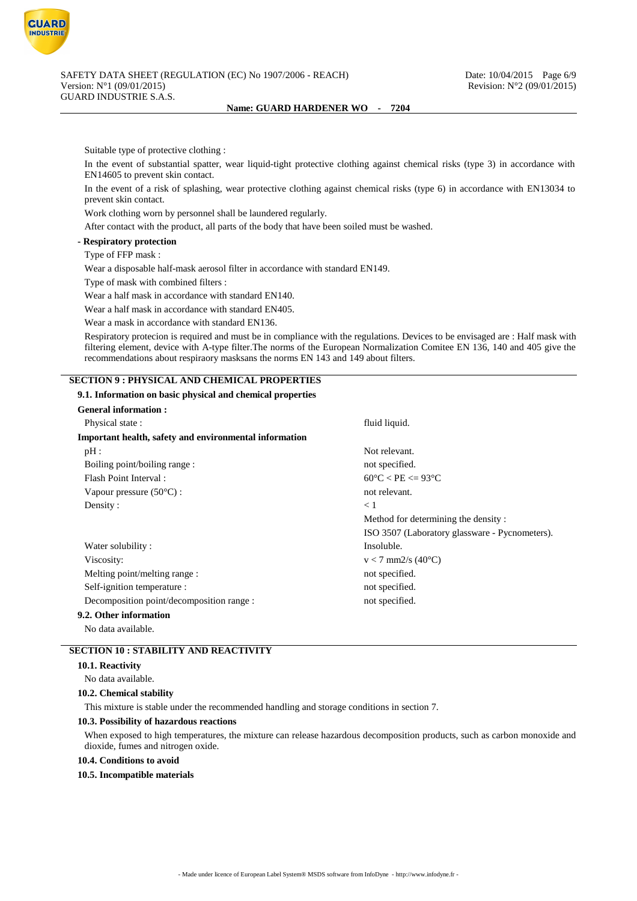Suitable type of protective clothing :

In the event of substantial spatter, wear liquid-tight protective clothing against chemical risks (type 3) in accordance with EN14605 to prevent skin contact.

In the event of a risk of splashing, wear protective clothing against chemical risks (type 6) in accordance with EN13034 to prevent skin contact.

Work clothing worn by personnel shall be laundered regularly.

After contact with the product, all parts of the body that have been soiled must be washed.

**- Respiratory protection**

Type of FFP mask :

Wear a disposable half-mask aerosol filter in accordance with standard EN149.

Type of mask with combined filters :

Wear a half mask in accordance with standard EN140.

Wear a half mask in accordance with standard EN405.

Wear a mask in accordance with standard EN136.

Respiratory protecion is required and must be in compliance with the regulations. Devices to be envisaged are : Half mask with filtering element, device with A-type filter.The norms of the European Normalization Comitee EN 136, 140 and 405 give the recommendations about respiraory masksans the norms EN 143 and 149 about filters.

## SECTION 9 : PHYSICAL AND CHEMICAL PROPERTIES

### 9.1. Information on basic physical and chemical properties

**General information :**

| | |
|---|---|
| Physical state : | fluid liquid. |

**Important health, safety and environmental information**

| | |
|---|---|
| pH : | Not relevant. |
| Boiling point/boiling range : | not specified. |
| Flash Point Interval : | 60°C < PE <= 93°C |
| Vapour pressure (50°C) : | not relevant. |
| Density : | < 1 |
| | Method for determining the density : |
| | ISO 3507 (Laboratory glassware - Pycnometers). |
| Water solubility : | Insoluble. |
| Viscosity: | v < 7 mm2/s (40°C) |
| Melting point/melting range : | not specified. |
| Self-ignition temperature : | not specified. |
| Decomposition point/decomposition range : | not specified. |

### 9.2. Other information

No data available.

## SECTION 10 : STABILITY AND REACTIVITY

### 10.1. Reactivity

No data available.

### 10.2. Chemical stability

This mixture is stable under the recommended handling and storage conditions in section 7.

### 10.3. Possibility of hazardous reactions

When exposed to high temperatures, the mixture can release hazardous decomposition products, such as carbon monoxide and dioxide, fumes and nitrogen oxide.

### 10.4. Conditions to avoid

### 10.5. Incompatible materials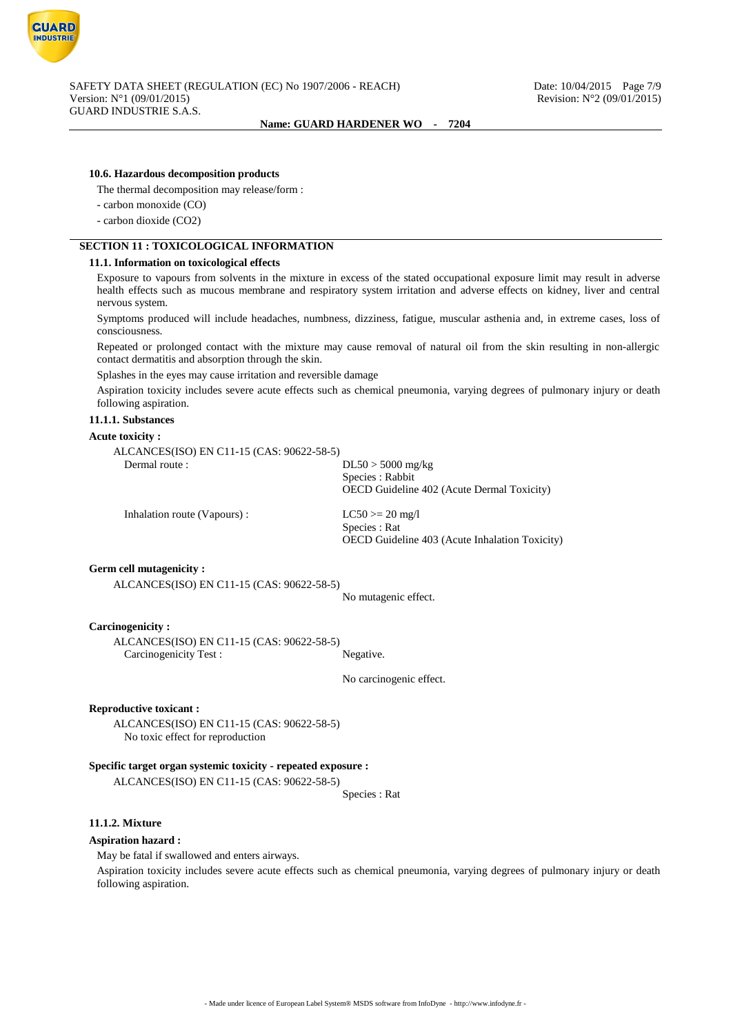#### 10.6. Hazardous decomposition products

The thermal decomposition may release/form :

- carbon monoxide (CO)
- carbon dioxide (CO2)

## SECTION 11 : TOXICOLOGICAL INFORMATION

### 11.1. Information on toxicological effects

Exposure to vapours from solvents in the mixture in excess of the stated occupational exposure limit may result in adverse health effects such as mucous membrane and respiratory system irritation and adverse effects on kidney, liver and central nervous system.

Symptoms produced will include headaches, numbness, dizziness, fatigue, muscular asthenia and, in extreme cases, loss of consciousness.

Repeated or prolonged contact with the mixture may cause removal of natural oil from the skin resulting in non-allergic contact dermatitis and absorption through the skin.

Splashes in the eyes may cause irritation and reversible damage

Aspiration toxicity includes severe acute effects such as chemical pneumonia, varying degrees of pulmonary injury or death following aspiration.

#### 11.1.1. Substances

**Acute toxicity :**

ALCANCES(ISO) EN C11-15 (CAS: 90622-58-5)

Dermal route : DL50 > 5000 mg/kg
Species : Rabbit
OECD Guideline 402 (Acute Dermal Toxicity)

Inhalation route (Vapours) : LC50 >= 20 mg/l
Species : Rat
OECD Guideline 403 (Acute Inhalation Toxicity)

**Germ cell mutagenicity :**

ALCANCES(ISO) EN C11-15 (CAS: 90622-58-5)

No mutagenic effect.

**Carcinogenicity :**

ALCANCES(ISO) EN C11-15 (CAS: 90622-58-5)

Carcinogenicity Test : Negative.

No carcinogenic effect.

**Reproductive toxicant :**

ALCANCES(ISO) EN C11-15 (CAS: 90622-58-5)

No toxic effect for reproduction

**Specific target organ systemic toxicity - repeated exposure :**

ALCANCES(ISO) EN C11-15 (CAS: 90622-58-5)

Species : Rat

#### 11.1.2. Mixture

**Aspiration hazard :**

May be fatal if swallowed and enters airways.

Aspiration toxicity includes severe acute effects such as chemical pneumonia, varying degrees of pulmonary injury or death following aspiration.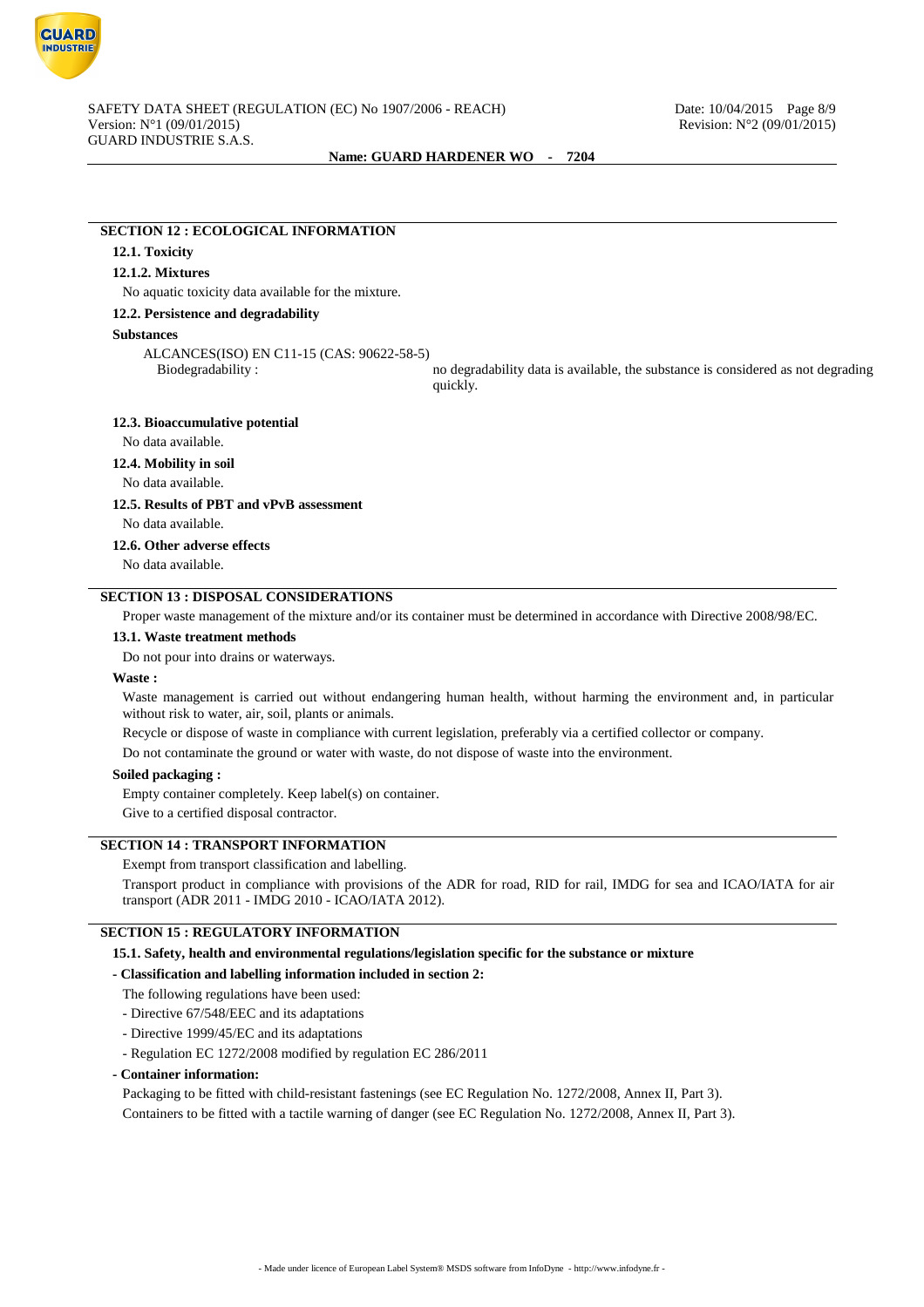## SECTION 12 : ECOLOGICAL INFORMATION

### 12.1. Toxicity

#### 12.1.2. Mixtures

No aquatic toxicity data available for the mixture.

### 12.2. Persistence and degradability

**Substances**

ALCANCES(ISO) EN C11-15 (CAS: 90622-58-5)

Biodegradability : no degradability data is available, the substance is considered as not degrading quickly.

### 12.3. Bioaccumulative potential

No data available.

### 12.4. Mobility in soil

No data available.

### 12.5. Results of PBT and vPvB assessment

No data available.

### 12.6. Other adverse effects

No data available.

## SECTION 13 : DISPOSAL CONSIDERATIONS

Proper waste management of the mixture and/or its container must be determined in accordance with Directive 2008/98/EC.

### 13.1. Waste treatment methods

Do not pour into drains or waterways.

**Waste :**

Waste management is carried out without endangering human health, without harming the environment and, in particular without risk to water, air, soil, plants or animals.

Recycle or dispose of waste in compliance with current legislation, preferably via a certified collector or company.

Do not contaminate the ground or water with waste, do not dispose of waste into the environment.

**Soiled packaging :**

Empty container completely. Keep label(s) on container.

Give to a certified disposal contractor.

## SECTION 14 : TRANSPORT INFORMATION

Exempt from transport classification and labelling.

Transport product in compliance with provisions of the ADR for road, RID for rail, IMDG for sea and ICAO/IATA for air transport (ADR 2011 - IMDG 2010 - ICAO/IATA 2012).

## SECTION 15 : REGULATORY INFORMATION

### 15.1. Safety, health and environmental regulations/legislation specific for the substance or mixture

**- Classification and labelling information included in section 2:**

The following regulations have been used:

- Directive 67/548/EEC and its adaptations
- Directive 1999/45/EC and its adaptations
- Regulation EC 1272/2008 modified by regulation EC 286/2011

**- Container information:**

Packaging to be fitted with child-resistant fastenings (see EC Regulation No. 1272/2008, Annex II, Part 3).

Containers to be fitted with a tactile warning of danger (see EC Regulation No. 1272/2008, Annex II, Part 3).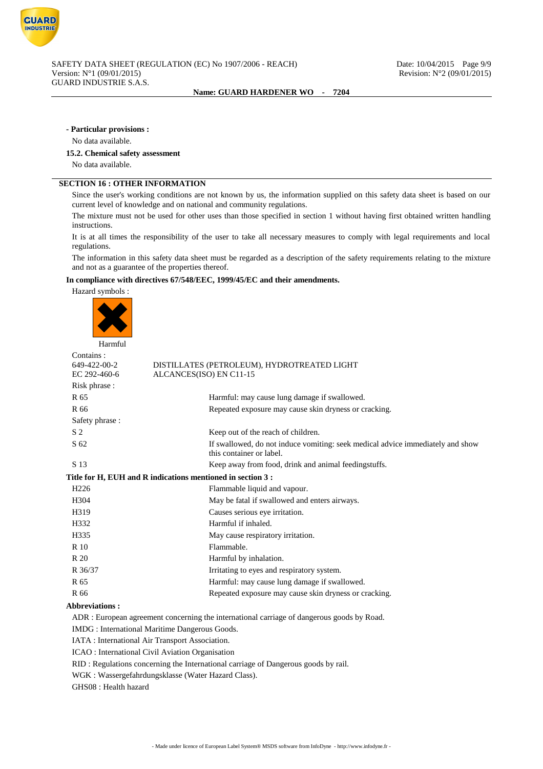- **Particular provisions :**

No data available.

**15.2. Chemical safety assessment**

No data available.

## SECTION 16 : OTHER INFORMATION

Since the user's working conditions are not known by us, the information supplied on this safety data sheet is based on our current level of knowledge and on national and community regulations.

The mixture must not be used for other uses than those specified in section 1 without having first obtained written handling instructions.

It is at all times the responsibility of the user to take all necessary measures to comply with legal requirements and local regulations.

The information in this safety data sheet must be regarded as a description of the safety requirements relating to the mixture and not as a guarantee of the properties thereof.

**In compliance with directives 67/548/EEC, 1999/45/EC and their amendments.**

Hazard symbols :

Harmful

Contains :

| | |
|---|---|
| 649-422-00-2 | DISTILLATES (PETROLEUM), HYDROTREATED LIGHT |
| EC 292-460-6 | ALCANCES(ISO) EN C11-15 |

Risk phrase :

| | |
|---|---|
| R 65 | Harmful: may cause lung damage if swallowed. |
| R 66 | Repeated exposure may cause skin dryness or cracking. |

Safety phrase :

| | |
|---|---|
| S 2 | Keep out of the reach of children. |
| S 62 | If swallowed, do not induce vomiting: seek medical advice immediately and show this container or label. |
| S 13 | Keep away from food, drink and animal feedingstuffs. |

**Title for H, EUH and R indications mentioned in section 3 :**

| | |
|---|---|
| H226 | Flammable liquid and vapour. |
| H304 | May be fatal if swallowed and enters airways. |
| H319 | Causes serious eye irritation. |
| H332 | Harmful if inhaled. |
| H335 | May cause respiratory irritation. |
| R 10 | Flammable. |
| R 20 | Harmful by inhalation. |
| R 36/37 | Irritating to eyes and respiratory system. |
| R 65 | Harmful: may cause lung damage if swallowed. |
| R 66 | Repeated exposure may cause skin dryness or cracking. |

**Abbreviations :**

ADR : European agreement concerning the international carriage of dangerous goods by Road.

IMDG : International Maritime Dangerous Goods.

IATA : International Air Transport Association.

ICAO : International Civil Aviation Organisation

RID : Regulations concerning the International carriage of Dangerous goods by rail.

WGK : Wassergefahrdungsklasse (Water Hazard Class).

GHS08 : Health hazard